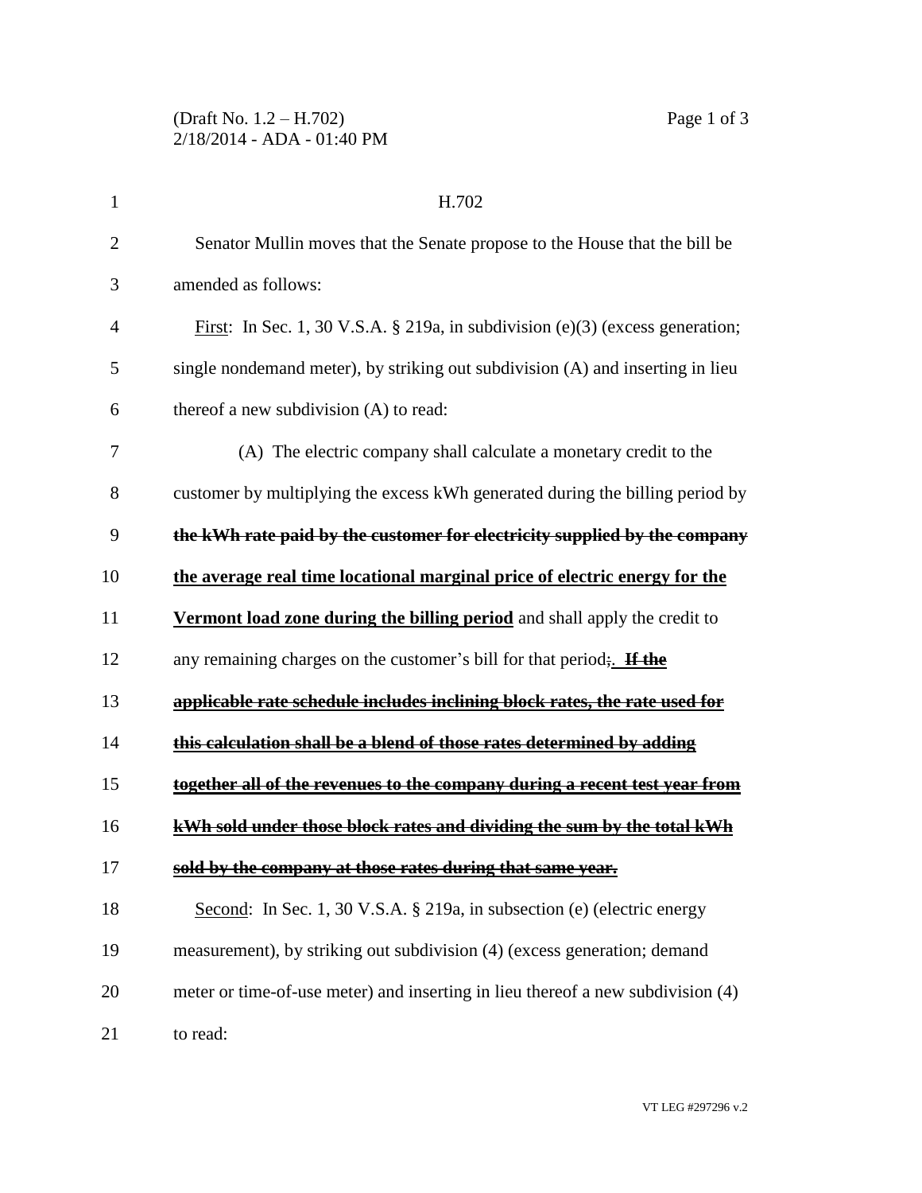(Draft No. 1.2 – H.702)
2/18/2014 - ADA - 01:40 PM

H.702

Senator Mullin moves that the Senate propose to the House that the bill be amended as follows:

First: In Sec. 1, 30 V.S.A. § 219a, in subdivision (e)(3) (excess generation; single nondemand meter), by striking out subdivision (A) and inserting in lieu thereof a new subdivision (A) to read:

(A) The electric company shall calculate a monetary credit to the customer by multiplying the excess kWh generated during the billing period by ~~the kWh rate paid by the customer for electricity supplied by the company~~ **the average real time locational marginal price of electric energy for the Vermont load zone during the billing period** and shall apply the credit to any remaining charges on the customer's bill for that period~~;~~. ~~**If the applicable rate schedule includes inclining block rates, the rate used for this calculation shall be a blend of those rates determined by adding together all of the revenues to the company during a recent test year from kWh sold under those block rates and dividing the sum by the total kWh sold by the company at those rates during that same year.**~~

Second: In Sec. 1, 30 V.S.A. § 219a, in subsection (e) (electric energy measurement), by striking out subdivision (4) (excess generation; demand meter or time-of-use meter) and inserting in lieu thereof a new subdivision (4) to read:

VT LEG #297296 v.2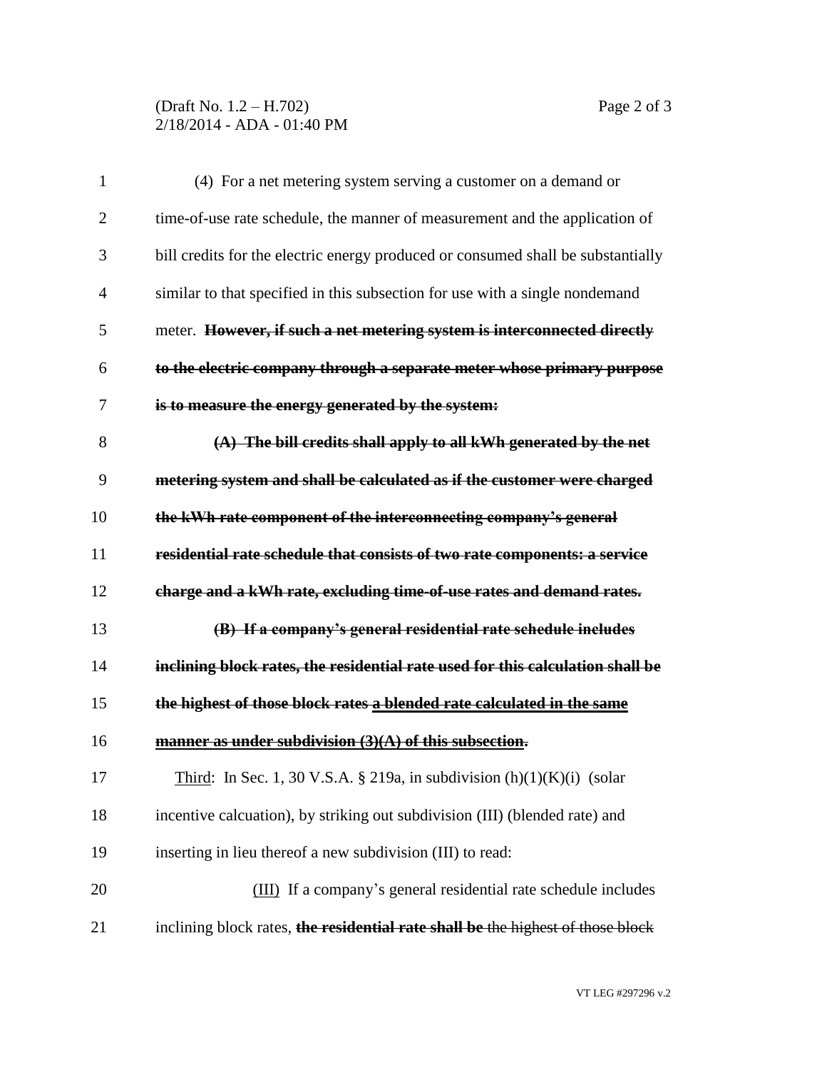(4) For a net metering system serving a customer on a demand or time-of-use rate schedule, the manner of measurement and the application of bill credits for the electric energy produced or consumed shall be substantially similar to that specified in this subsection for use with a single nondemand meter. ~~**However, if such a net metering system is interconnected directly to the electric company through a separate meter whose primary purpose is to measure the energy generated by the system:**~~

~~**(A) The bill credits shall apply to all kWh generated by the net metering system and shall be calculated as if the customer were charged the kWh rate component of the interconnecting company's general residential rate schedule that consists of two rate components: a service charge and a kWh rate, excluding time-of-use rates and demand rates.**~~

~~**(B) If a company's general residential rate schedule includes inclining block rates, the residential rate used for this calculation shall be the highest of those block rates**~~ ~~**<u>a blended rate calculated in the same manner as under subdivision (3)(A) of this subsection</u>.**~~

<u>Third</u>: In Sec. 1, 30 V.S.A. § 219a, in subdivision (h)(1)(K)(i) (solar incentive calcuation), by striking out subdivision (III) (blended rate) and inserting in lieu thereof a new subdivision (III) to read:

<u>(III)</u> If a company's general residential rate schedule includes inclining block rates, ~~**the residential rate shall be**~~ ~~the highest of those block~~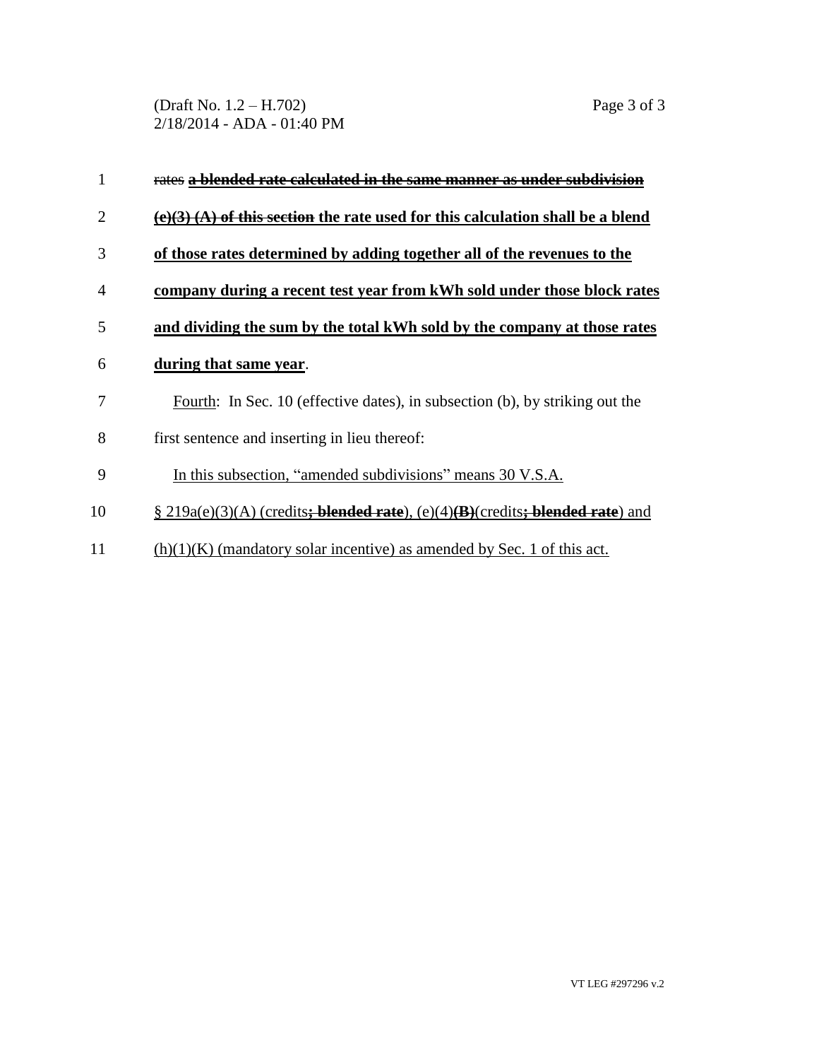~~rates~~ **~~a blended rate calculated in the same manner as under subdivision (e)(3) (A) of this section~~** **<u>the rate used for this calculation shall be a blend of those rates determined by adding together all of the revenues to the company during a recent test year from kWh sold under those block rates and dividing the sum by the total kWh sold by the company at those rates during that same year</u>**.

<u>Fourth</u>: In Sec. 10 (effective dates), in subsection (b), by striking out the first sentence and inserting in lieu thereof:

<u>In this subsection, "amended subdivisions" means 30 V.S.A. § 219a(e)(3)(A) (credits</u>**<u>~~; blended rate~~</u>**<u>), (e)(4)</u>**<u>~~(B)~~</u>**<u>(credits</u>**<u>~~; blended rate~~</u>**<u>) and (h)(1)(K) (mandatory solar incentive) as amended by Sec. 1 of this act.</u>